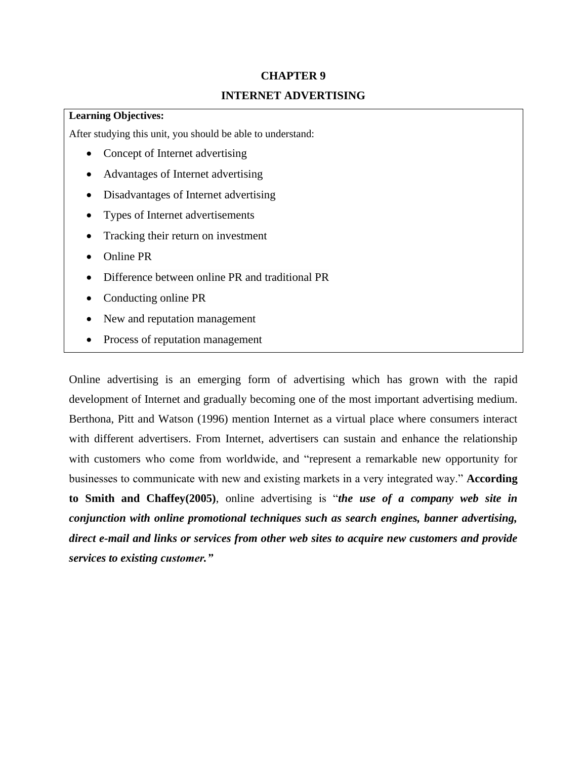# CHAPTER 9

# INTERNET ADVERTISING

**Learning Objectives:**

After studying this unit, you should be able to understand:

- Concept of Internet advertising
- Advantages of Internet advertising
- Disadvantages of Internet advertising
- Types of Internet advertisements
- Tracking their return on investment
- Online PR
- Difference between online PR and traditional PR
- Conducting online PR
- New and reputation management
- Process of reputation management

Online advertising is an emerging form of advertising which has grown with the rapid development of Internet and gradually becoming one of the most important advertising medium. Berthona, Pitt and Watson (1996) mention Internet as a virtual place where consumers interact with different advertisers. From Internet, advertisers can sustain and enhance the relationship with customers who come from worldwide, and "represent a remarkable new opportunity for businesses to communicate with new and existing markets in a very integrated way." **According to Smith and Chaffey(2005)**, online advertising is "***the use of a company web site in conjunction with online promotional techniques such as search engines, banner advertising, direct e-mail and links or services from other web sites to acquire new customers and provide services to existing customer."***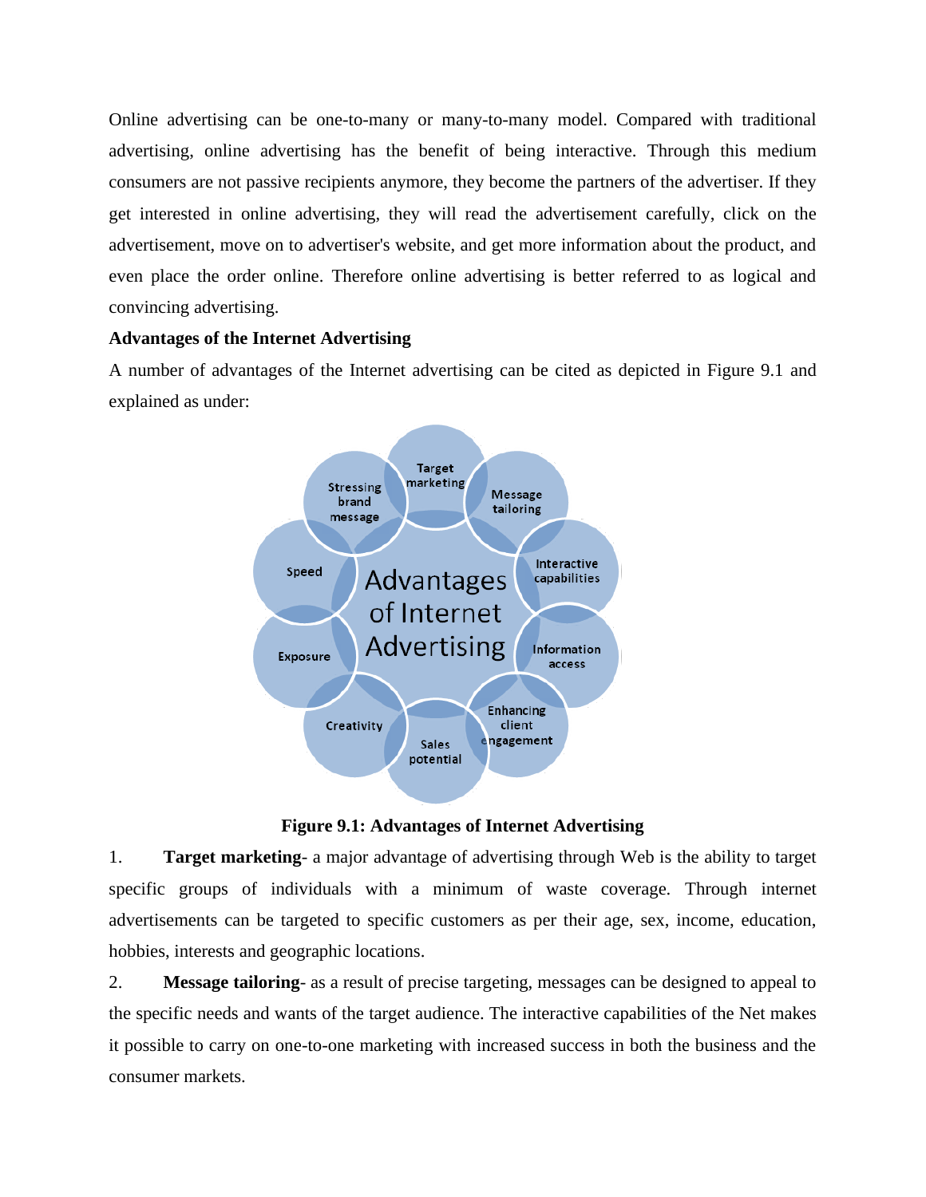Online advertising can be one-to-many or many-to-many model. Compared with traditional advertising, online advertising has the benefit of being interactive. Through this medium consumers are not passive recipients anymore, they become the partners of the advertiser. If they get interested in online advertising, they will read the advertisement carefully, click on the advertisement, move on to advertiser's website, and get more information about the product, and even place the order online. Therefore online advertising is better referred to as logical and convincing advertising.

**Advantages of the Internet Advertising**

A number of advantages of the Internet advertising can be cited as depicted in Figure 9.1 and explained as under:

**Figure 9.1: Advantages of Internet Advertising**

1. **Target marketing**- a major advantage of advertising through Web is the ability to target specific groups of individuals with a minimum of waste coverage. Through internet advertisements can be targeted to specific customers as per their age, sex, income, education, hobbies, interests and geographic locations.

2. **Message tailoring**- as a result of precise targeting, messages can be designed to appeal to the specific needs and wants of the target audience. The interactive capabilities of the Net makes it possible to carry on one-to-one marketing with increased success in both the business and the consumer markets.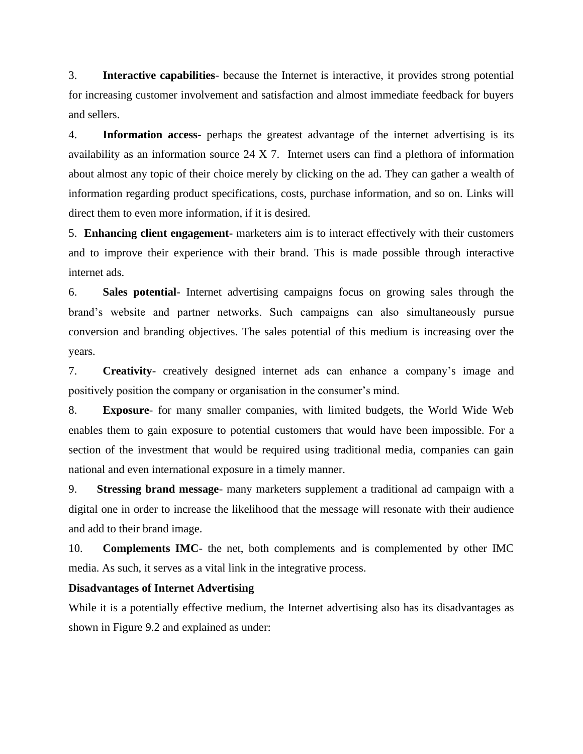3. **Interactive capabilities**- because the Internet is interactive, it provides strong potential for increasing customer involvement and satisfaction and almost immediate feedback for buyers and sellers.

4. **Information access**- perhaps the greatest advantage of the internet advertising is its availability as an information source 24 X 7. Internet users can find a plethora of information about almost any topic of their choice merely by clicking on the ad. They can gather a wealth of information regarding product specifications, costs, purchase information, and so on. Links will direct them to even more information, if it is desired.

5. **Enhancing client engagement**- marketers aim is to interact effectively with their customers and to improve their experience with their brand. This is made possible through interactive internet ads.

6. **Sales potential**- Internet advertising campaigns focus on growing sales through the brand's website and partner networks. Such campaigns can also simultaneously pursue conversion and branding objectives. The sales potential of this medium is increasing over the years.

7. **Creativity**- creatively designed internet ads can enhance a company's image and positively position the company or organisation in the consumer's mind.

8. **Exposure**- for many smaller companies, with limited budgets, the World Wide Web enables them to gain exposure to potential customers that would have been impossible. For a section of the investment that would be required using traditional media, companies can gain national and even international exposure in a timely manner.

9. **Stressing brand message**- many marketers supplement a traditional ad campaign with a digital one in order to increase the likelihood that the message will resonate with their audience and add to their brand image.

10. **Complements IMC**- the net, both complements and is complemented by other IMC media. As such, it serves as a vital link in the integrative process.

**Disadvantages of Internet Advertising**

While it is a potentially effective medium, the Internet advertising also has its disadvantages as shown in Figure 9.2 and explained as under: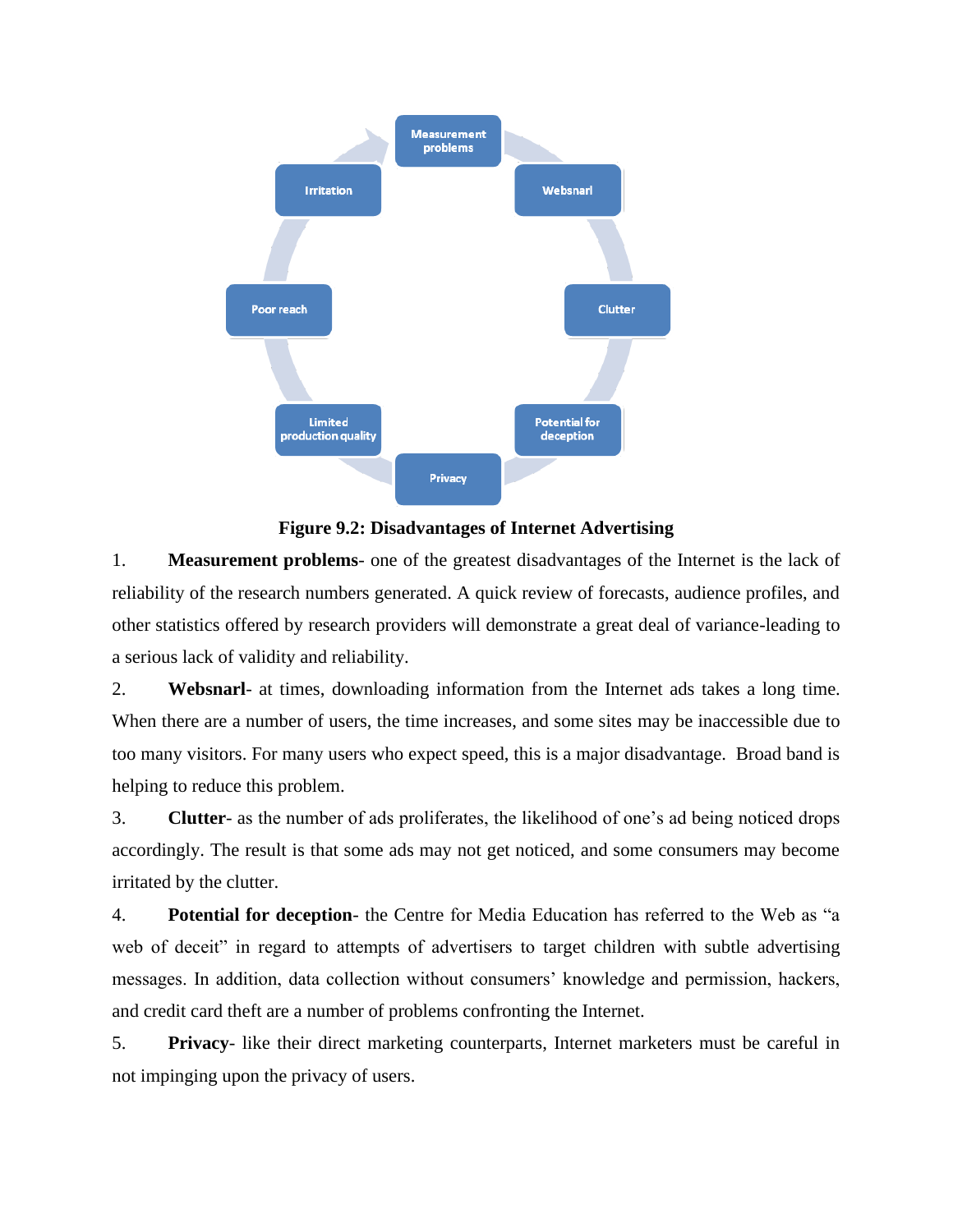**Figure 9.2: Disadvantages of Internet Advertising**

1. **Measurement problems**- one of the greatest disadvantages of the Internet is the lack of reliability of the research numbers generated. A quick review of forecasts, audience profiles, and other statistics offered by research providers will demonstrate a great deal of variance-leading to a serious lack of validity and reliability.

2. **Websnarl**- at times, downloading information from the Internet ads takes a long time. When there are a number of users, the time increases, and some sites may be inaccessible due to too many visitors. For many users who expect speed, this is a major disadvantage. Broad band is helping to reduce this problem.

3. **Clutter**- as the number of ads proliferates, the likelihood of one's ad being noticed drops accordingly. The result is that some ads may not get noticed, and some consumers may become irritated by the clutter.

4. **Potential for deception**- the Centre for Media Education has referred to the Web as "a web of deceit" in regard to attempts of advertisers to target children with subtle advertising messages. In addition, data collection without consumers' knowledge and permission, hackers, and credit card theft are a number of problems confronting the Internet.

5. **Privacy**- like their direct marketing counterparts, Internet marketers must be careful in not impinging upon the privacy of users.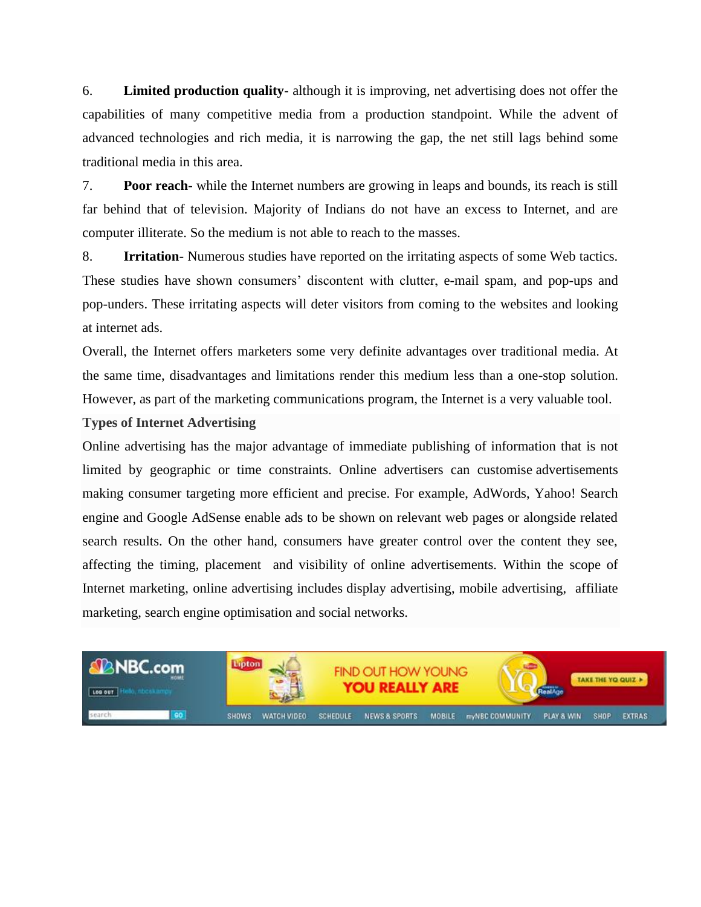6. **Limited production quality**- although it is improving, net advertising does not offer the capabilities of many competitive media from a production standpoint. While the advent of advanced technologies and rich media, it is narrowing the gap, the net still lags behind some traditional media in this area.

7. **Poor reach**- while the Internet numbers are growing in leaps and bounds, its reach is still far behind that of television. Majority of Indians do not have an excess to Internet, and are computer illiterate. So the medium is not able to reach to the masses.

8. **Irritation**- Numerous studies have reported on the irritating aspects of some Web tactics. These studies have shown consumers' discontent with clutter, e-mail spam, and pop-ups and pop-unders. These irritating aspects will deter visitors from coming to the websites and looking at internet ads.

Overall, the Internet offers marketers some very definite advantages over traditional media. At the same time, disadvantages and limitations render this medium less than a one-stop solution. However, as part of the marketing communications program, the Internet is a very valuable tool.

**Types of Internet Advertising**

Online advertising has the major advantage of immediate publishing of information that is not limited by geographic or time constraints. Online advertisers can customise advertisements making consumer targeting more efficient and precise. For example, AdWords, Yahoo! Search engine and Google AdSense enable ads to be shown on relevant web pages or alongside related search results. On the other hand, consumers have greater control over the content they see, affecting the timing, placement and visibility of online advertisements. Within the scope of Internet marketing, online advertising includes display advertising, mobile advertising, affiliate marketing, search engine optimisation and social networks.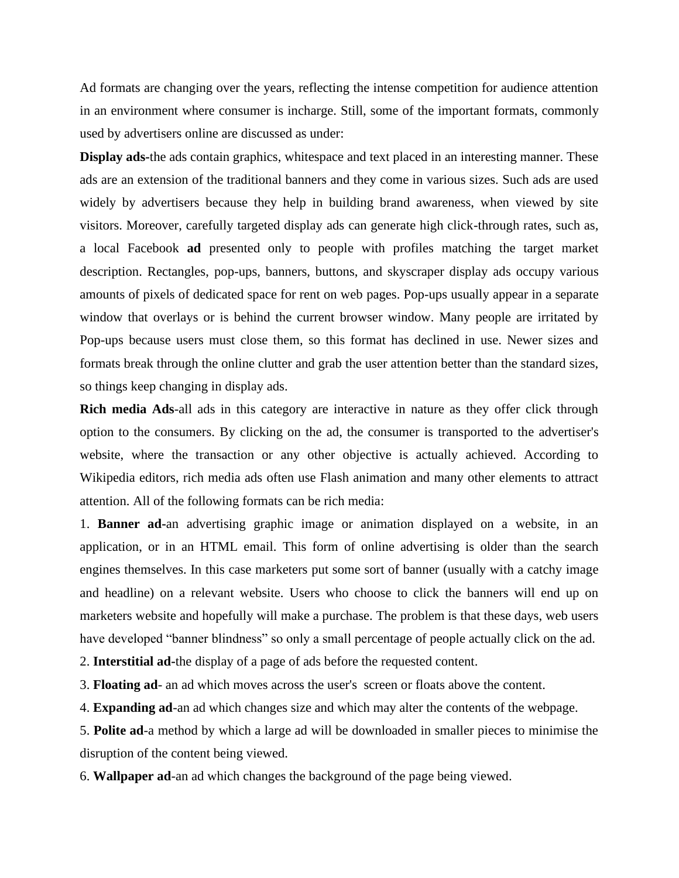Ad formats are changing over the years, reflecting the intense competition for audience attention in an environment where consumer is incharge. Still, some of the important formats, commonly used by advertisers online are discussed as under:

**Display ads**-the ads contain graphics, whitespace and text placed in an interesting manner. These ads are an extension of the traditional banners and they come in various sizes. Such ads are used widely by advertisers because they help in building brand awareness, when viewed by site visitors. Moreover, carefully targeted display ads can generate high click-through rates, such as, a local Facebook **ad** presented only to people with profiles matching the target market description. Rectangles, pop-ups, banners, buttons, and skyscraper display ads occupy various amounts of pixels of dedicated space for rent on web pages. Pop-ups usually appear in a separate window that overlays or is behind the current browser window. Many people are irritated by Pop-ups because users must close them, so this format has declined in use. Newer sizes and formats break through the online clutter and grab the user attention better than the standard sizes, so things keep changing in display ads.

**Rich media Ads**-all ads in this category are interactive in nature as they offer click through option to the consumers. By clicking on the ad, the consumer is transported to the advertiser's website, where the transaction or any other objective is actually achieved. According to Wikipedia editors, rich media ads often use Flash animation and many other elements to attract attention. All of the following formats can be rich media:

1. **Banner ad**-an advertising graphic image or animation displayed on a website, in an application, or in an HTML email. This form of online advertising is older than the search engines themselves. In this case marketers put some sort of banner (usually with a catchy image and headline) on a relevant website. Users who choose to click the banners will end up on marketers website and hopefully will make a purchase. The problem is that these days, web users have developed “banner blindness” so only a small percentage of people actually click on the ad.
2. **Interstitial ad**-the display of a page of ads before the requested content.
3. **Floating ad**- an ad which moves across the user's screen or floats above the content.
4. **Expanding ad**-an ad which changes size and which may alter the contents of the webpage.
5. **Polite ad**-a method by which a large ad will be downloaded in smaller pieces to minimise the disruption of the content being viewed.
6. **Wallpaper ad**-an ad which changes the background of the page being viewed.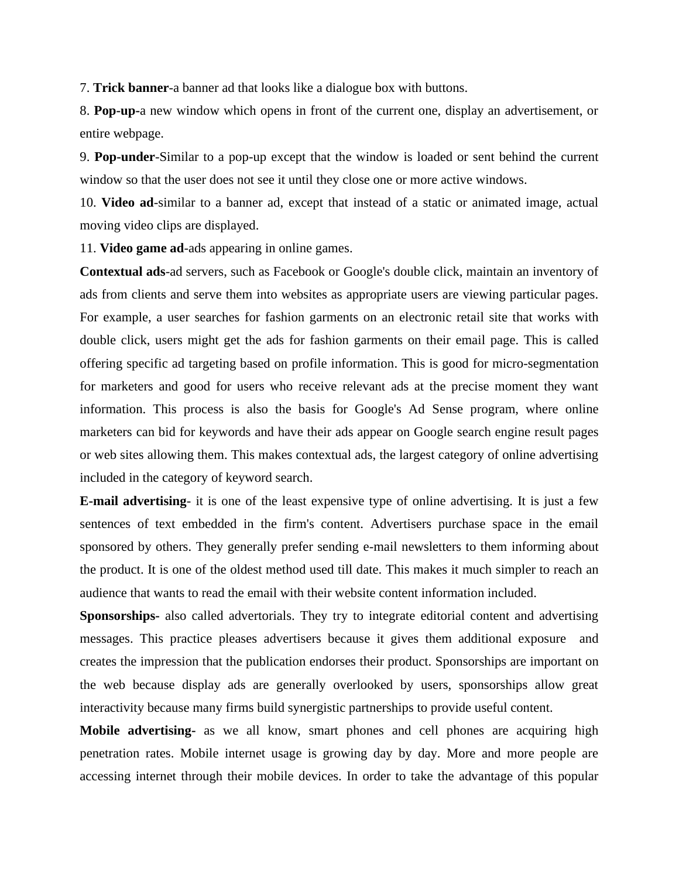7. **Trick banner**-a banner ad that looks like a dialogue box with buttons.

8. **Pop-up-**a new window which opens in front of the current one, display an advertisement, or entire webpage.

9. **Pop-under**-Similar to a pop-up except that the window is loaded or sent behind the current window so that the user does not see it until they close one or more active windows.

10. **Video ad**-similar to a banner ad, except that instead of a static or animated image, actual moving video clips are displayed.

11. **Video game ad**-ads appearing in online games.

**Contextual ads**-ad servers, such as Facebook or Google's double click, maintain an inventory of ads from clients and serve them into websites as appropriate users are viewing particular pages. For example, a user searches for fashion garments on an electronic retail site that works with double click, users might get the ads for fashion garments on their email page. This is called offering specific ad targeting based on profile information. This is good for micro-segmentation for marketers and good for users who receive relevant ads at the precise moment they want information. This process is also the basis for Google's Ad Sense program, where online marketers can bid for keywords and have their ads appear on Google search engine result pages or web sites allowing them. This makes contextual ads, the largest category of online advertising included in the category of keyword search.

**E-mail advertising**- it is one of the least expensive type of online advertising. It is just a few sentences of text embedded in the firm's content. Advertisers purchase space in the email sponsored by others. They generally prefer sending e-mail newsletters to them informing about the product. It is one of the oldest method used till date. This makes it much simpler to reach an audience that wants to read the email with their website content information included.

**Sponsorships-** also called advertorials. They try to integrate editorial content and advertising messages. This practice pleases advertisers because it gives them additional exposure and creates the impression that the publication endorses their product. Sponsorships are important on the web because display ads are generally overlooked by users, sponsorships allow great interactivity because many firms build synergistic partnerships to provide useful content.

**Mobile advertising-** as we all know, smart phones and cell phones are acquiring high penetration rates. Mobile internet usage is growing day by day. More and more people are accessing internet through their mobile devices. In order to take the advantage of this popular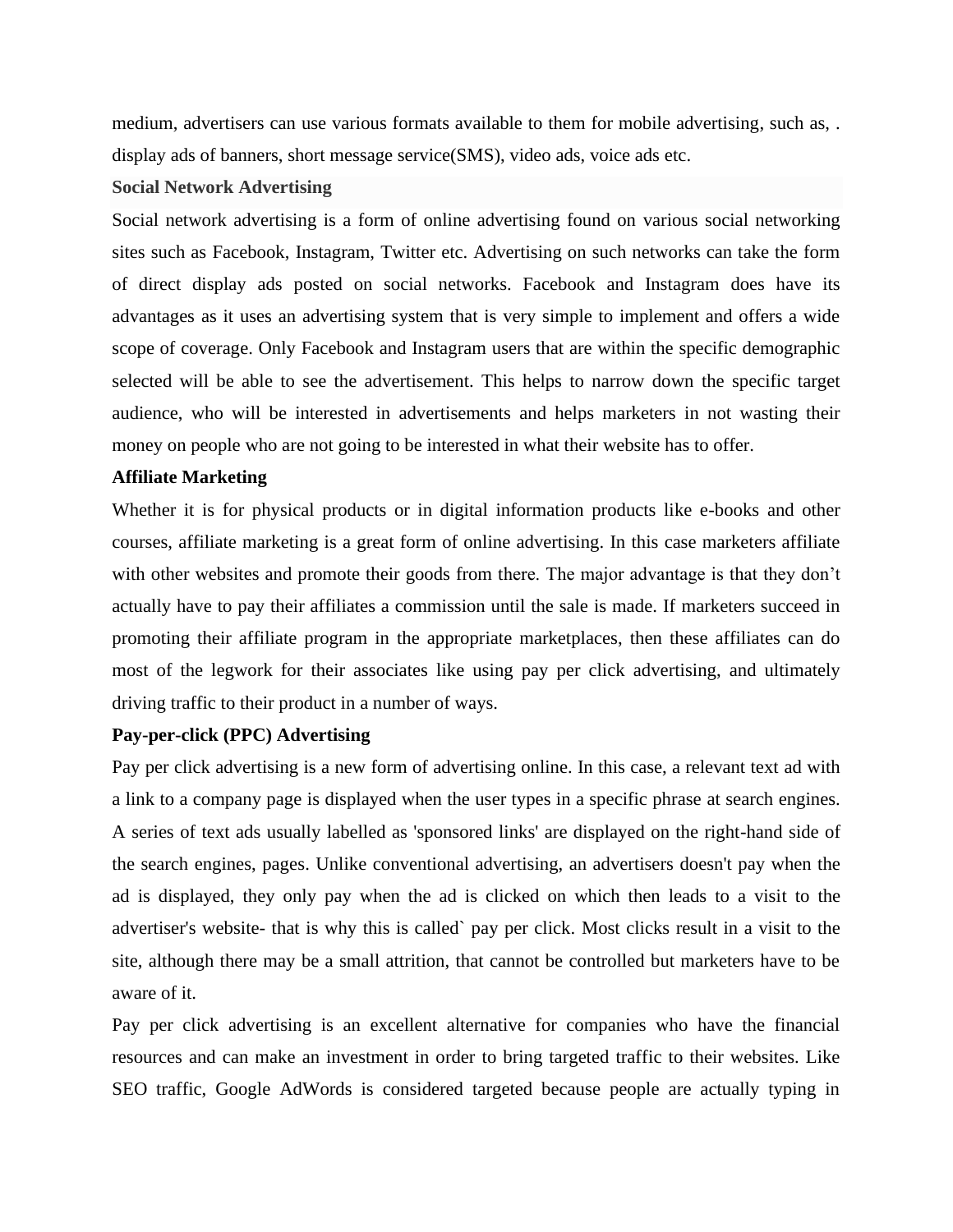medium, advertisers can use various formats available to them for mobile advertising, such as, . display ads of banners, short message service(SMS), video ads, voice ads etc.

**Social Network Advertising**

Social network advertising is a form of online advertising found on various social networking sites such as Facebook, Instagram, Twitter etc. Advertising on such networks can take the form of direct display ads posted on social networks. Facebook and Instagram does have its advantages as it uses an advertising system that is very simple to implement and offers a wide scope of coverage. Only Facebook and Instagram users that are within the specific demographic selected will be able to see the advertisement. This helps to narrow down the specific target audience, who will be interested in advertisements and helps marketers in not wasting their money on people who are not going to be interested in what their website has to offer.

**Affiliate Marketing**

Whether it is for physical products or in digital information products like e-books and other courses, affiliate marketing is a great form of online advertising. In this case marketers affiliate with other websites and promote their goods from there. The major advantage is that they don't actually have to pay their affiliates a commission until the sale is made. If marketers succeed in promoting their affiliate program in the appropriate marketplaces, then these affiliates can do most of the legwork for their associates like using pay per click advertising, and ultimately driving traffic to their product in a number of ways.

**Pay-per-click (PPC) Advertising**

Pay per click advertising is a new form of advertising online. In this case, a relevant text ad with a link to a company page is displayed when the user types in a specific phrase at search engines. A series of text ads usually labelled as 'sponsored links' are displayed on the right-hand side of the search engines, pages. Unlike conventional advertising, an advertisers doesn't pay when the ad is displayed, they only pay when the ad is clicked on which then leads to a visit to the advertiser's website- that is why this is called` pay per click. Most clicks result in a visit to the site, although there may be a small attrition, that cannot be controlled but marketers have to be aware of it.

Pay per click advertising is an excellent alternative for companies who have the financial resources and can make an investment in order to bring targeted traffic to their websites. Like SEO traffic, Google AdWords is considered targeted because people are actually typing in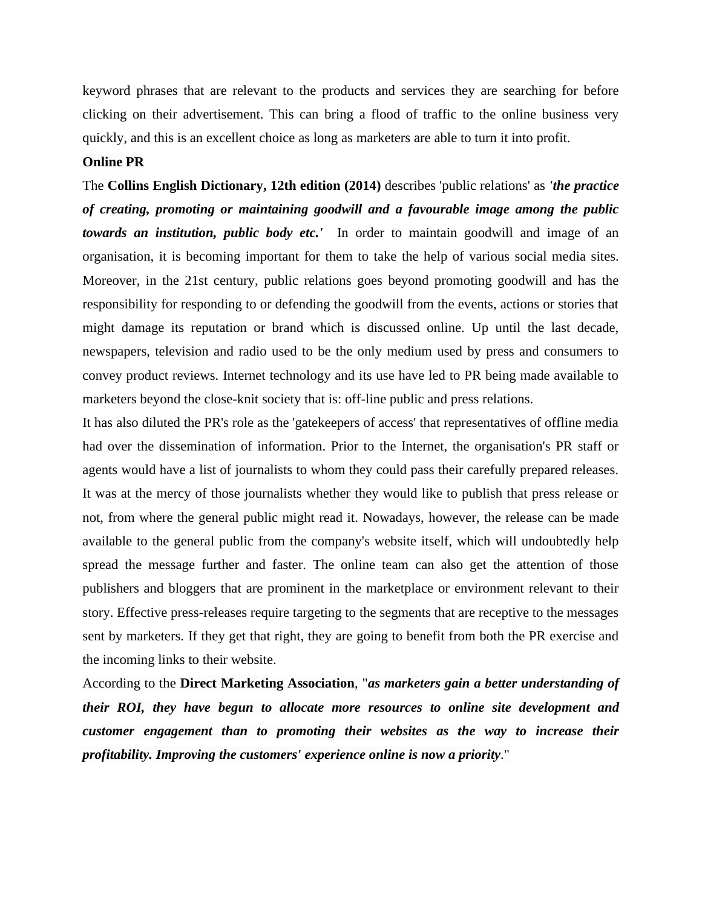keyword phrases that are relevant to the products and services they are searching for before clicking on their advertisement. This can bring a flood of traffic to the online business very quickly, and this is an excellent choice as long as marketers are able to turn it into profit.

**Online PR**

The **Collins English Dictionary, 12th edition (2014)** describes 'public relations' as ***'the practice of creating, promoting or maintaining goodwill and a favourable image among the public towards an institution, public body etc.'*** In order to maintain goodwill and image of an organisation, it is becoming important for them to take the help of various social media sites. Moreover, in the 21st century, public relations goes beyond promoting goodwill and has the responsibility for responding to or defending the goodwill from the events, actions or stories that might damage its reputation or brand which is discussed online. Up until the last decade, newspapers, television and radio used to be the only medium used by press and consumers to convey product reviews. Internet technology and its use have led to PR being made available to marketers beyond the close-knit society that is: off-line public and press relations.

It has also diluted the PR's role as the 'gatekeepers of access' that representatives of offline media had over the dissemination of information. Prior to the Internet, the organisation's PR staff or agents would have a list of journalists to whom they could pass their carefully prepared releases. It was at the mercy of those journalists whether they would like to publish that press release or not, from where the general public might read it. Nowadays, however, the release can be made available to the general public from the company's website itself, which will undoubtedly help spread the message further and faster. The online team can also get the attention of those publishers and bloggers that are prominent in the marketplace or environment relevant to their story. Effective press-releases require targeting to the segments that are receptive to the messages sent by marketers. If they get that right, they are going to benefit from both the PR exercise and the incoming links to their website.

According to the **Direct Marketing Association**, "***as marketers gain a better understanding of their ROI, they have begun to allocate more resources to online site development and customer engagement than to promoting their websites as the way to increase their profitability. Improving the customers' experience online is now a priority***."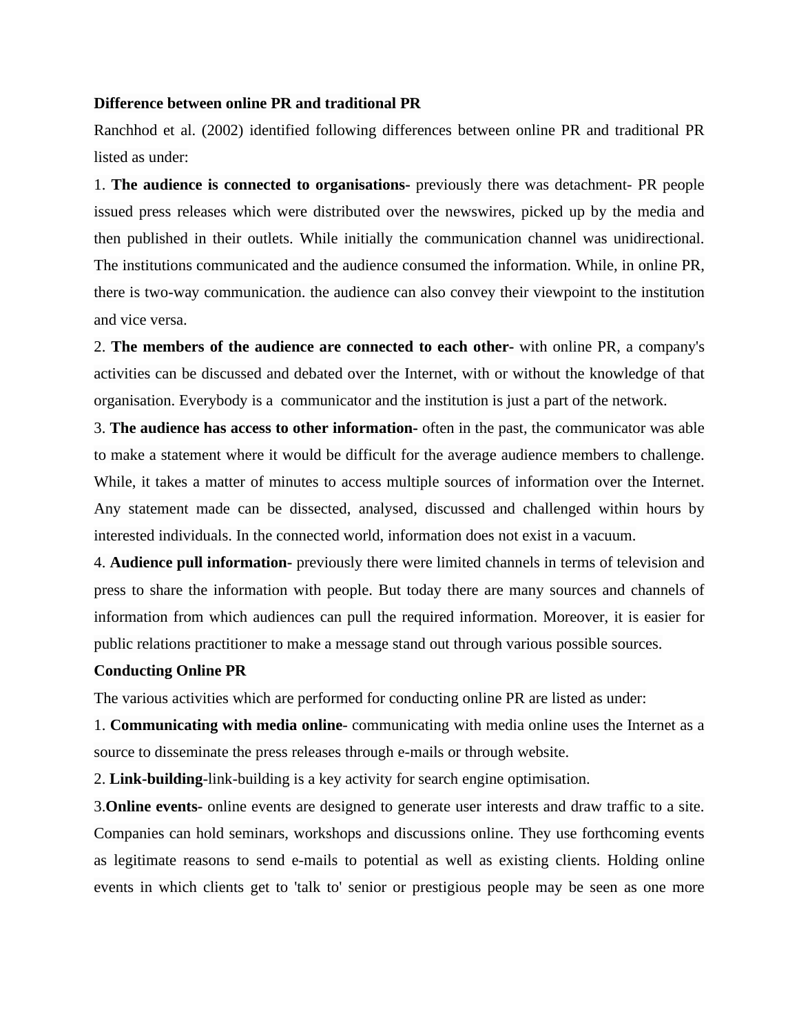**Difference between online PR and traditional PR**

Ranchhod et al. (2002) identified following differences between online PR and traditional PR listed as under:

1. **The audience is connected to organisations-** previously there was detachment- PR people issued press releases which were distributed over the newswires, picked up by the media and then published in their outlets. While initially the communication channel was unidirectional. The institutions communicated and the audience consumed the information. While, in online PR, there is two-way communication. the audience can also convey their viewpoint to the institution and vice versa.

2. **The members of the audience are connected to each other-** with online PR, a company's activities can be discussed and debated over the Internet, with or without the knowledge of that organisation. Everybody is a communicator and the institution is just a part of the network.

3. **The audience has access to other information-** often in the past, the communicator was able to make a statement where it would be difficult for the average audience members to challenge. While, it takes a matter of minutes to access multiple sources of information over the Internet. Any statement made can be dissected, analysed, discussed and challenged within hours by interested individuals. In the connected world, information does not exist in a vacuum.

4. **Audience pull information-** previously there were limited channels in terms of television and press to share the information with people. But today there are many sources and channels of information from which audiences can pull the required information. Moreover, it is easier for public relations practitioner to make a message stand out through various possible sources.

**Conducting Online PR**

The various activities which are performed for conducting online PR are listed as under:

1. **Communicating with media online**- communicating with media online uses the Internet as a source to disseminate the press releases through e-mails or through website.

2. **Link-building**-link-building is a key activity for search engine optimisation.

3. **Online events-** online events are designed to generate user interests and draw traffic to a site. Companies can hold seminars, workshops and discussions online. They use forthcoming events as legitimate reasons to send e-mails to potential as well as existing clients. Holding online events in which clients get to 'talk to' senior or prestigious people may be seen as one more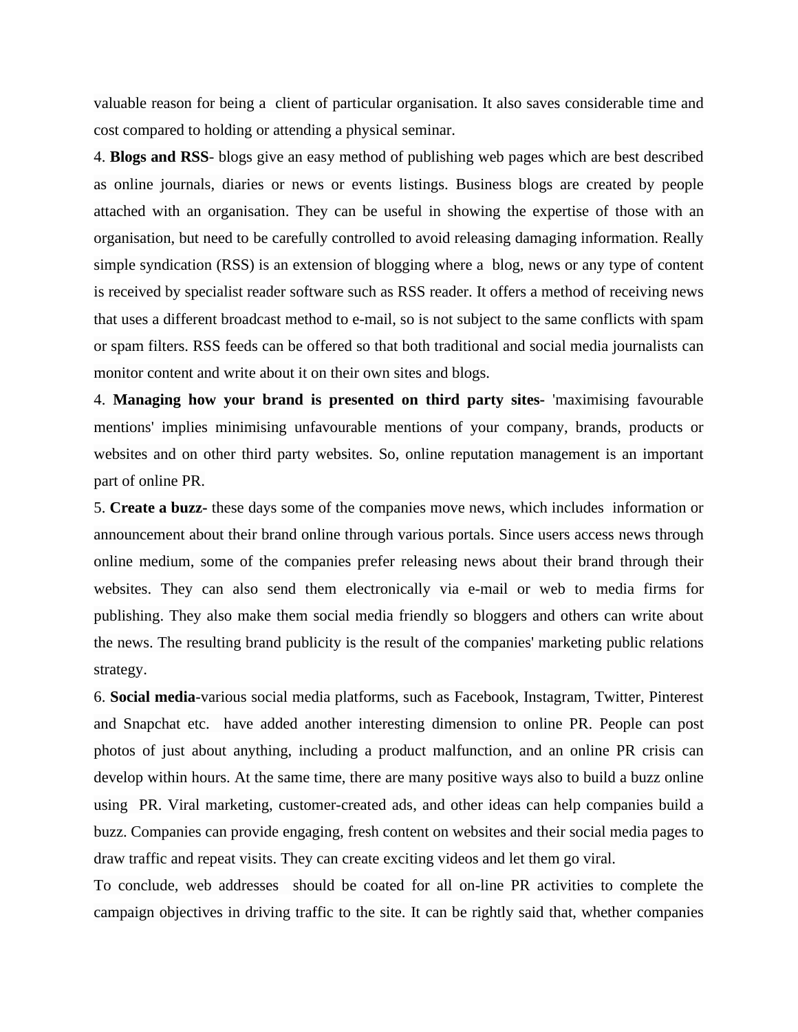valuable reason for being a client of particular organisation. It also saves considerable time and cost compared to holding or attending a physical seminar.

4. **Blogs and RSS**- blogs give an easy method of publishing web pages which are best described as online journals, diaries or news or events listings. Business blogs are created by people attached with an organisation. They can be useful in showing the expertise of those with an organisation, but need to be carefully controlled to avoid releasing damaging information. Really simple syndication (RSS) is an extension of blogging where a blog, news or any type of content is received by specialist reader software such as RSS reader. It offers a method of receiving news that uses a different broadcast method to e-mail, so is not subject to the same conflicts with spam or spam filters. RSS feeds can be offered so that both traditional and social media journalists can monitor content and write about it on their own sites and blogs.

4. **Managing how your brand is presented on third party sites-** 'maximising favourable mentions' implies minimising unfavourable mentions of your company, brands, products or websites and on other third party websites. So, online reputation management is an important part of online PR.

5. **Create a buzz-** these days some of the companies move news, which includes information or announcement about their brand online through various portals. Since users access news through online medium, some of the companies prefer releasing news about their brand through their websites. They can also send them electronically via e-mail or web to media firms for publishing. They also make them social media friendly so bloggers and others can write about the news. The resulting brand publicity is the result of the companies' marketing public relations strategy.

6. **Social media**-various social media platforms, such as Facebook, Instagram, Twitter, Pinterest and Snapchat etc. have added another interesting dimension to online PR. People can post photos of just about anything, including a product malfunction, and an online PR crisis can develop within hours. At the same time, there are many positive ways also to build a buzz online using PR. Viral marketing, customer-created ads, and other ideas can help companies build a buzz. Companies can provide engaging, fresh content on websites and their social media pages to draw traffic and repeat visits. They can create exciting videos and let them go viral.

To conclude, web addresses should be coated for all on-line PR activities to complete the campaign objectives in driving traffic to the site. It can be rightly said that, whether companies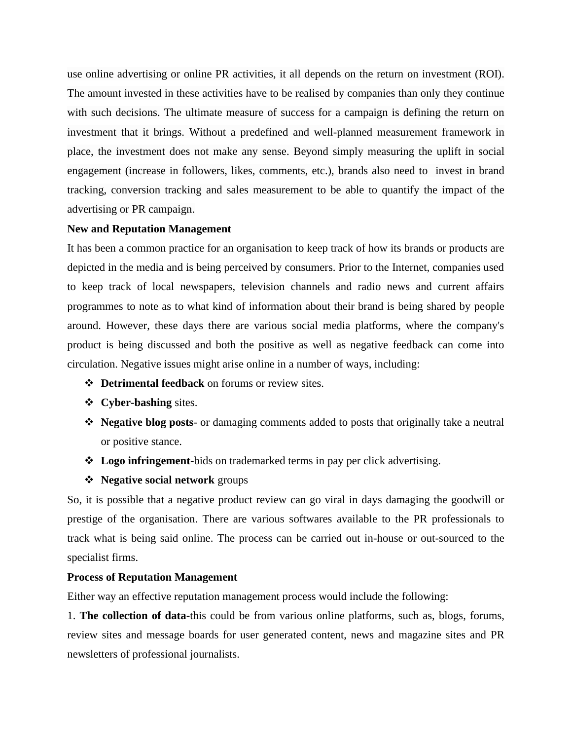use online advertising or online PR activities, it all depends on the return on investment (ROI). The amount invested in these activities have to be realised by companies than only they continue with such decisions. The ultimate measure of success for a campaign is defining the return on investment that it brings. Without a predefined and well-planned measurement framework in place, the investment does not make any sense. Beyond simply measuring the uplift in social engagement (increase in followers, likes, comments, etc.), brands also need to invest in brand tracking, conversion tracking and sales measurement to be able to quantify the impact of the advertising or PR campaign.

**New and Reputation Management**

It has been a common practice for an organisation to keep track of how its brands or products are depicted in the media and is being perceived by consumers. Prior to the Internet, companies used to keep track of local newspapers, television channels and radio news and current affairs programmes to note as to what kind of information about their brand is being shared by people around. However, these days there are various social media platforms, where the company's product is being discussed and both the positive as well as negative feedback can come into circulation. Negative issues might arise online in a number of ways, including:

- **Detrimental feedback** on forums or review sites.
- **Cyber-bashing** sites.
- **Negative blog posts**- or damaging comments added to posts that originally take a neutral or positive stance.
- **Logo infringement**-bids on trademarked terms in pay per click advertising.
- **Negative social network** groups

So, it is possible that a negative product review can go viral in days damaging the goodwill or prestige of the organisation. There are various softwares available to the PR professionals to track what is being said online. The process can be carried out in-house or out-sourced to the specialist firms.

**Process of Reputation Management**

Either way an effective reputation management process would include the following:

1. **The collection of data-**this could be from various online platforms, such as, blogs, forums, review sites and message boards for user generated content, news and magazine sites and PR newsletters of professional journalists.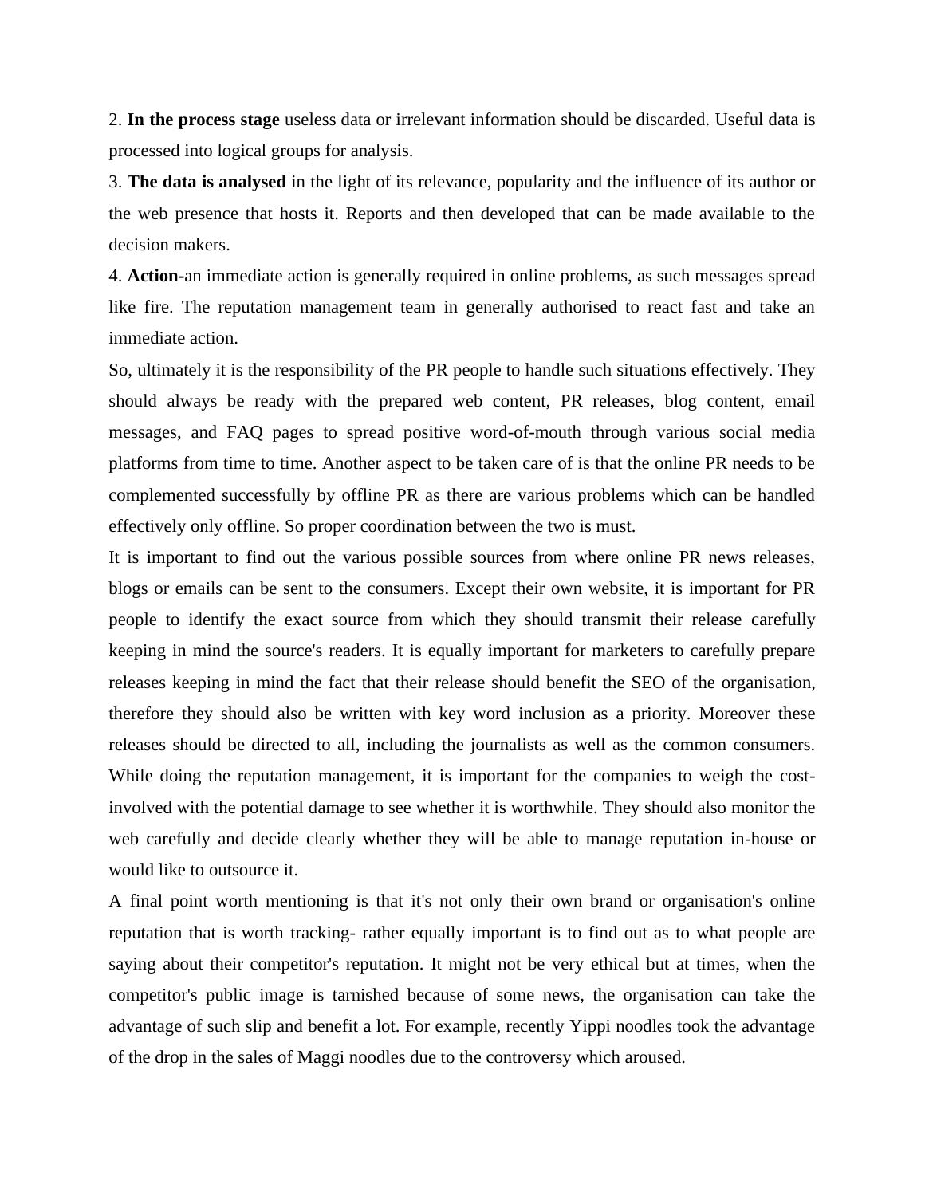2. **In the process stage** useless data or irrelevant information should be discarded. Useful data is processed into logical groups for analysis.

3. **The data is analysed** in the light of its relevance, popularity and the influence of its author or the web presence that hosts it. Reports and then developed that can be made available to the decision makers.

4. **Action-**an immediate action is generally required in online problems, as such messages spread like fire. The reputation management team in generally authorised to react fast and take an immediate action.

So, ultimately it is the responsibility of the PR people to handle such situations effectively. They should always be ready with the prepared web content, PR releases, blog content, email messages, and FAQ pages to spread positive word-of-mouth through various social media platforms from time to time. Another aspect to be taken care of is that the online PR needs to be complemented successfully by offline PR as there are various problems which can be handled effectively only offline. So proper coordination between the two is must.

It is important to find out the various possible sources from where online PR news releases, blogs or emails can be sent to the consumers. Except their own website, it is important for PR people to identify the exact source from which they should transmit their release carefully keeping in mind the source's readers. It is equally important for marketers to carefully prepare releases keeping in mind the fact that their release should benefit the SEO of the organisation, therefore they should also be written with key word inclusion as a priority. Moreover these releases should be directed to all, including the journalists as well as the common consumers. While doing the reputation management, it is important for the companies to weigh the cost-involved with the potential damage to see whether it is worthwhile. They should also monitor the web carefully and decide clearly whether they will be able to manage reputation in-house or would like to outsource it.

A final point worth mentioning is that it's not only their own brand or organisation's online reputation that is worth tracking- rather equally important is to find out as to what people are saying about their competitor's reputation. It might not be very ethical but at times, when the competitor's public image is tarnished because of some news, the organisation can take the advantage of such slip and benefit a lot. For example, recently Yippi noodles took the advantage of the drop in the sales of Maggi noodles due to the controversy which aroused.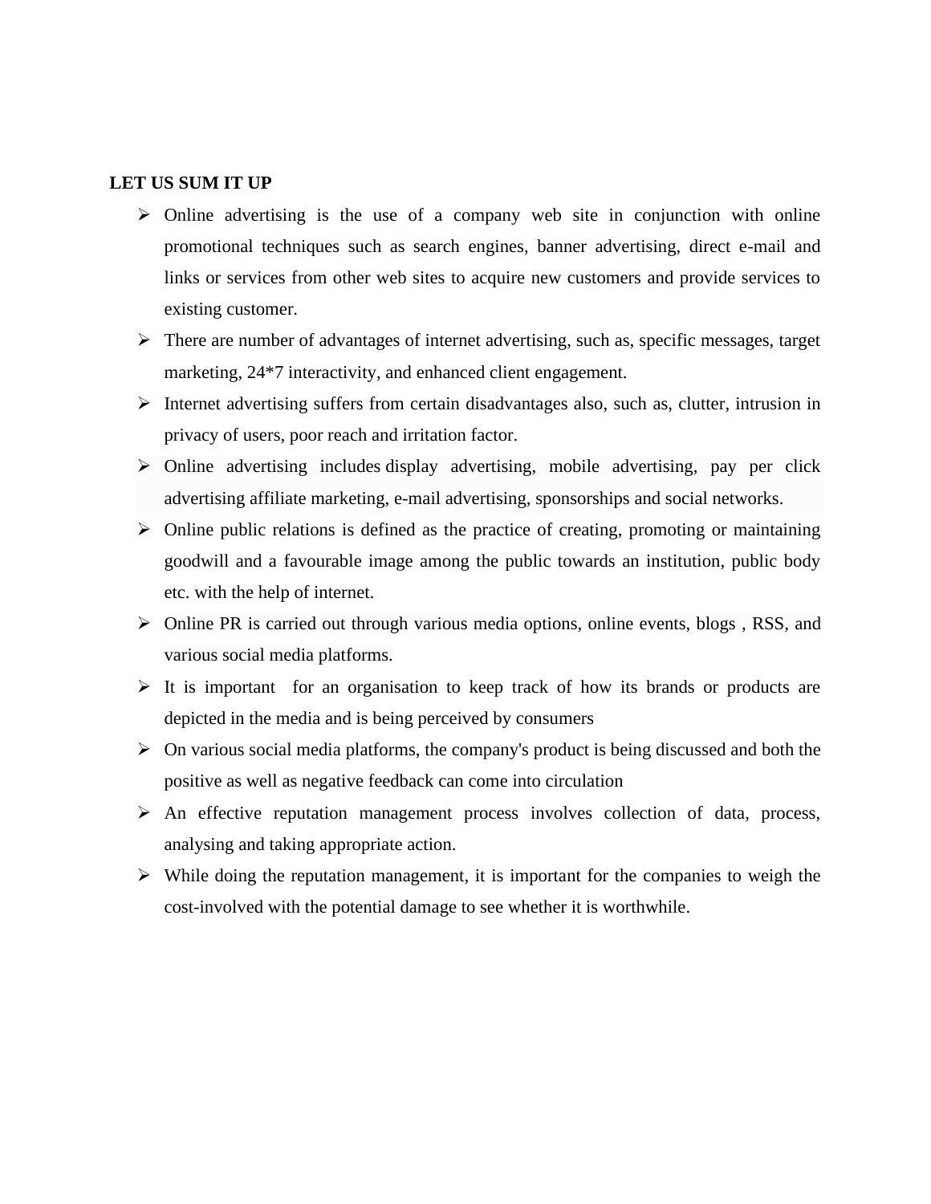**LET US SUM IT UP**

- Online advertising is the use of a company web site in conjunction with online promotional techniques such as search engines, banner advertising, direct e-mail and links or services from other web sites to acquire new customers and provide services to existing customer.
- There are number of advantages of internet advertising, such as, specific messages, target marketing, 24*7 interactivity, and enhanced client engagement.
- Internet advertising suffers from certain disadvantages also, such as, clutter, intrusion in privacy of users, poor reach and irritation factor.
- Online advertising includes display advertising, mobile advertising, pay per click advertising affiliate marketing, e-mail advertising, sponsorships and social networks.
- Online public relations is defined as the practice of creating, promoting or maintaining goodwill and a favourable image among the public towards an institution, public body etc. with the help of internet.
- Online PR is carried out through various media options, online events, blogs , RSS, and various social media platforms.
- It is important for an organisation to keep track of how its brands or products are depicted in the media and is being perceived by consumers
- On various social media platforms, the company's product is being discussed and both the positive as well as negative feedback can come into circulation
- An effective reputation management process involves collection of data, process, analysing and taking appropriate action.
- While doing the reputation management, it is important for the companies to weigh the cost-involved with the potential damage to see whether it is worthwhile.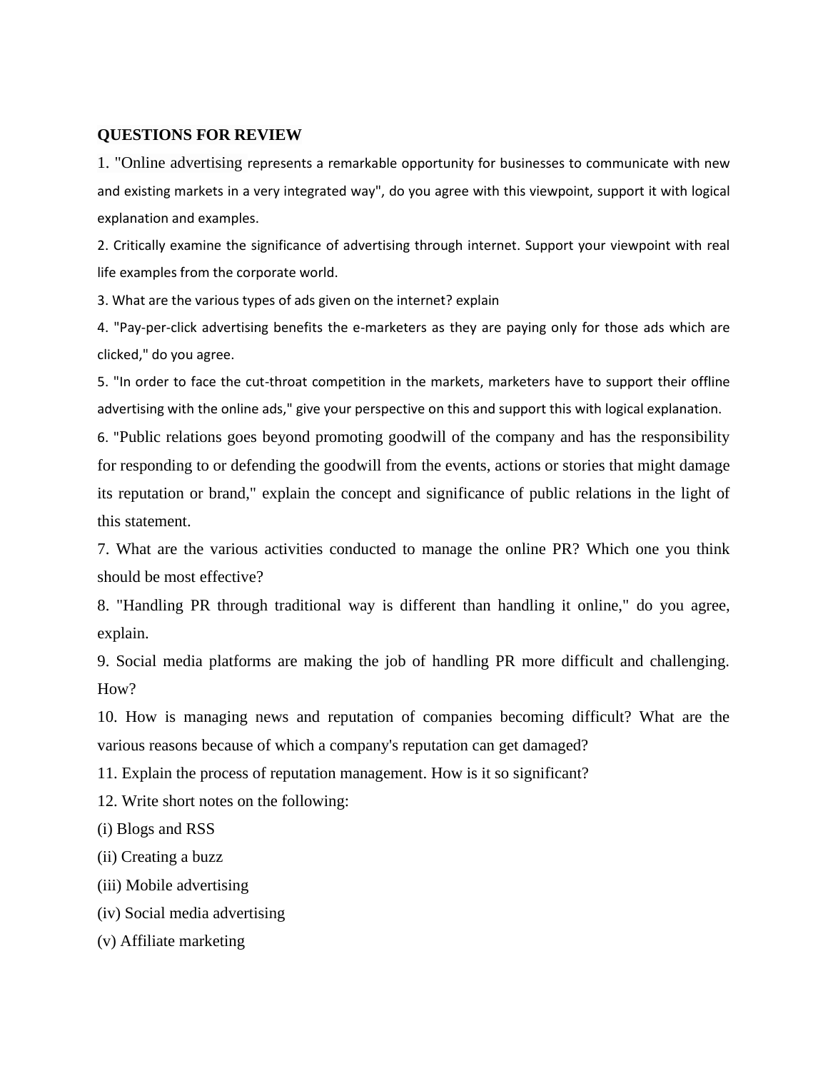## QUESTIONS FOR REVIEW

1. "Online advertising represents a remarkable opportunity for businesses to communicate with new and existing markets in a very integrated way", do you agree with this viewpoint, support it with logical explanation and examples.

2. Critically examine the significance of advertising through internet. Support your viewpoint with real life examples from the corporate world.

3. What are the various types of ads given on the internet? explain

4. "Pay-per-click advertising benefits the e-marketers as they are paying only for those ads which are clicked," do you agree.

5. "In order to face the cut-throat competition in the markets, marketers have to support their offline advertising with the online ads," give your perspective on this and support this with logical explanation.

6. "Public relations goes beyond promoting goodwill of the company and has the responsibility for responding to or defending the goodwill from the events, actions or stories that might damage its reputation or brand," explain the concept and significance of public relations in the light of this statement.

7. What are the various activities conducted to manage the online PR? Which one you think should be most effective?

8. "Handling PR through traditional way is different than handling it online," do you agree, explain.

9. Social media platforms are making the job of handling PR more difficult and challenging. How?

10. How is managing news and reputation of companies becoming difficult? What are the various reasons because of which a company's reputation can get damaged?

11. Explain the process of reputation management. How is it so significant?

12. Write short notes on the following:

(i) Blogs and RSS

(ii) Creating a buzz

(iii) Mobile advertising

(iv) Social media advertising

(v) Affiliate marketing